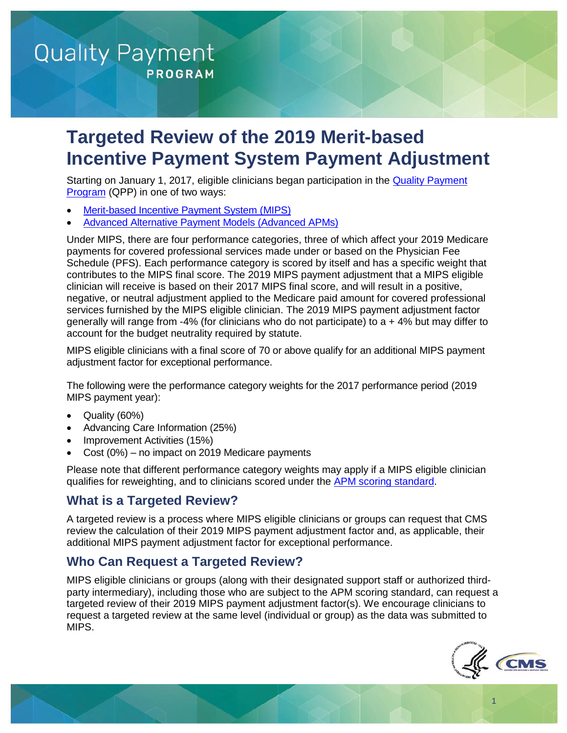Quality Payment PROGRAM

# Targeted Review of the 2019 Merit-based Incentive Payment System Payment Adjustment

Starting on January 1, 2017, eligible clinicians began participation in the Quality Payment Program (QPP) in one of two ways:

- Merit-based Incentive Payment System (MIPS)
- Advanced Alternative Payment Models (Advanced APMs)

Under MIPS, there are four performance categories, three of which affect your 2019 Medicare payments for covered professional services made under or based on the Physician Fee Schedule (PFS). Each performance category is scored by itself and has a specific weight that contributes to the MIPS final score. The 2019 MIPS payment adjustment that a MIPS eligible clinician will receive is based on their 2017 MIPS final score, and will result in a positive, negative, or neutral adjustment applied to the Medicare paid amount for covered professional services furnished by the MIPS eligible clinician. The 2019 MIPS payment adjustment factor generally will range from -4% (for clinicians who do not participate) to a + 4% but may differ to account for the budget neutrality required by statute.

MIPS eligible clinicians with a final score of 70 or above qualify for an additional MIPS payment adjustment factor for exceptional performance.

The following were the performance category weights for the 2017 performance period (2019 MIPS payment year):

- Quality (60%)
- Advancing Care Information (25%)
- Improvement Activities (15%)
- Cost (0%) – no impact on 2019 Medicare payments

Please note that different performance category weights may apply if a MIPS eligible clinician qualifies for reweighting, and to clinicians scored under the APM scoring standard.

## What is a Targeted Review?

A targeted review is a process where MIPS eligible clinicians or groups can request that CMS review the calculation of their 2019 MIPS payment adjustment factor and, as applicable, their additional MIPS payment adjustment factor for exceptional performance.

## Who Can Request a Targeted Review?

MIPS eligible clinicians or groups (along with their designated support staff or authorized third-party intermediary), including those who are subject to the APM scoring standard, can request a targeted review of their 2019 MIPS payment adjustment factor(s). We encourage clinicians to request a targeted review at the same level (individual or group) as the data was submitted to MIPS.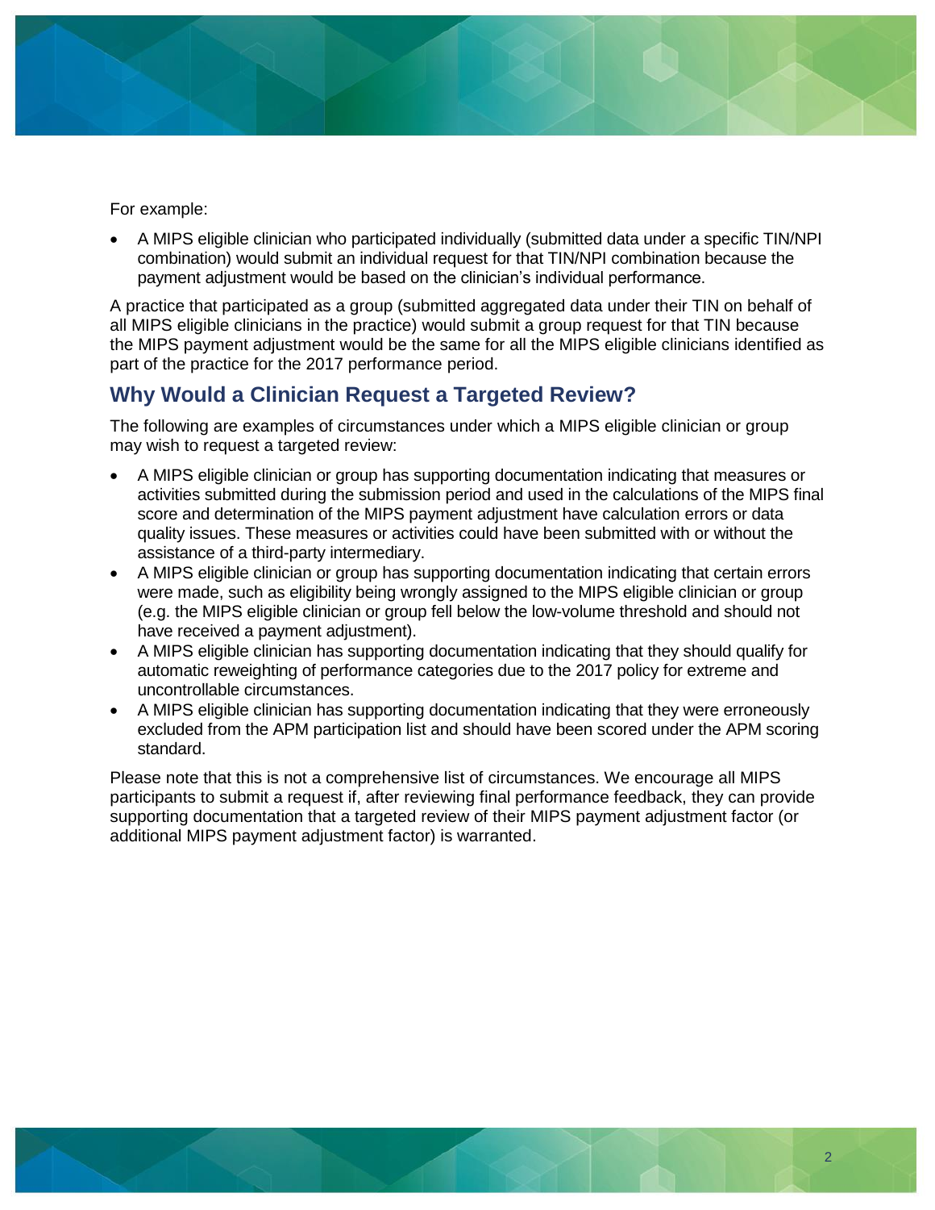For example:

- A MIPS eligible clinician who participated individually (submitted data under a specific TIN/NPI combination) would submit an individual request for that TIN/NPI combination because the payment adjustment would be based on the clinician's individual performance.

A practice that participated as a group (submitted aggregated data under their TIN on behalf of all MIPS eligible clinicians in the practice) would submit a group request for that TIN because the MIPS payment adjustment would be the same for all the MIPS eligible clinicians identified as part of the practice for the 2017 performance period.

## Why Would a Clinician Request a Targeted Review?

The following are examples of circumstances under which a MIPS eligible clinician or group may wish to request a targeted review:

- A MIPS eligible clinician or group has supporting documentation indicating that measures or activities submitted during the submission period and used in the calculations of the MIPS final score and determination of the MIPS payment adjustment have calculation errors or data quality issues. These measures or activities could have been submitted with or without the assistance of a third-party intermediary.
- A MIPS eligible clinician or group has supporting documentation indicating that certain errors were made, such as eligibility being wrongly assigned to the MIPS eligible clinician or group (e.g. the MIPS eligible clinician or group fell below the low-volume threshold and should not have received a payment adjustment).
- A MIPS eligible clinician has supporting documentation indicating that they should qualify for automatic reweighting of performance categories due to the 2017 policy for extreme and uncontrollable circumstances.
- A MIPS eligible clinician has supporting documentation indicating that they were erroneously excluded from the APM participation list and should have been scored under the APM scoring standard.

Please note that this is not a comprehensive list of circumstances. We encourage all MIPS participants to submit a request if, after reviewing final performance feedback, they can provide supporting documentation that a targeted review of their MIPS payment adjustment factor (or additional MIPS payment adjustment factor) is warranted.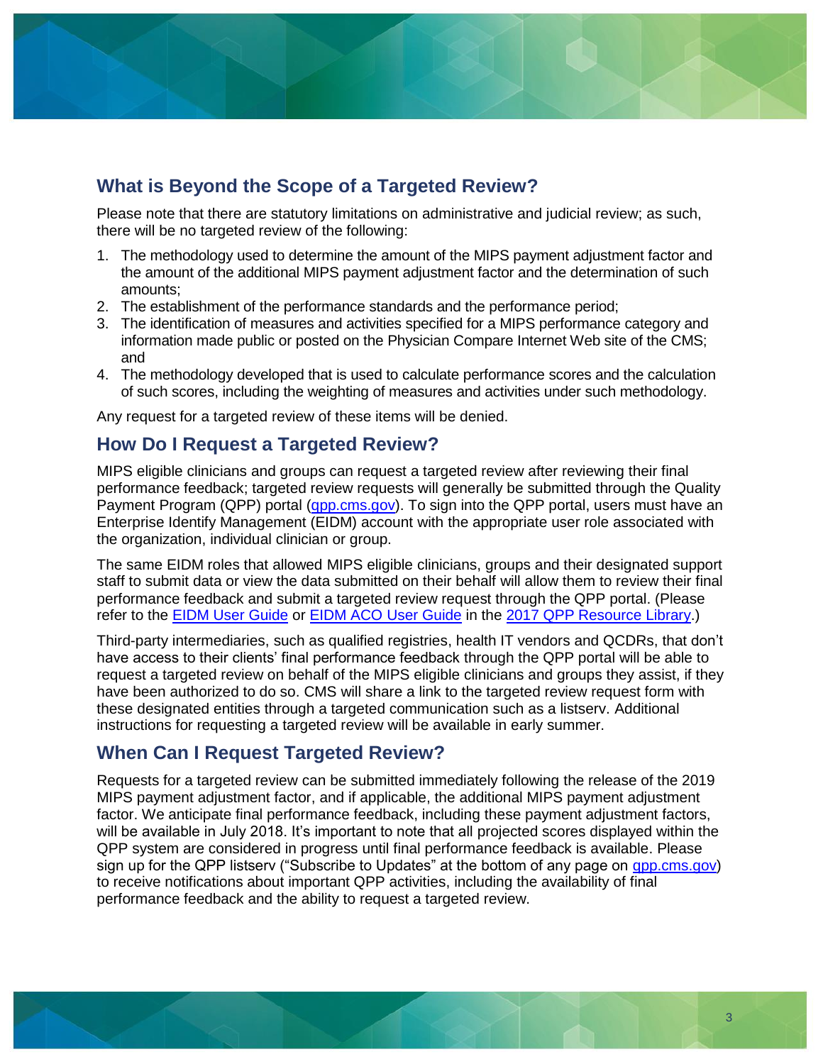## What is Beyond the Scope of a Targeted Review?

Please note that there are statutory limitations on administrative and judicial review; as such, there will be no targeted review of the following:

1. The methodology used to determine the amount of the MIPS payment adjustment factor and the amount of the additional MIPS payment adjustment factor and the determination of such amounts;
2. The establishment of the performance standards and the performance period;
3. The identification of measures and activities specified for a MIPS performance category and information made public or posted on the Physician Compare Internet Web site of the CMS; and
4. The methodology developed that is used to calculate performance scores and the calculation of such scores, including the weighting of measures and activities under such methodology.

Any request for a targeted review of these items will be denied.

## How Do I Request a Targeted Review?

MIPS eligible clinicians and groups can request a targeted review after reviewing their final performance feedback; targeted review requests will generally be submitted through the Quality Payment Program (QPP) portal (qpp.cms.gov). To sign into the QPP portal, users must have an Enterprise Identify Management (EIDM) account with the appropriate user role associated with the organization, individual clinician or group.

The same EIDM roles that allowed MIPS eligible clinicians, groups and their designated support staff to submit data or view the data submitted on their behalf will allow them to review their final performance feedback and submit a targeted review request through the QPP portal. (Please refer to the EIDM User Guide or EIDM ACO User Guide in the 2017 QPP Resource Library.)

Third-party intermediaries, such as qualified registries, health IT vendors and QCDRs, that don't have access to their clients' final performance feedback through the QPP portal will be able to request a targeted review on behalf of the MIPS eligible clinicians and groups they assist, if they have been authorized to do so. CMS will share a link to the targeted review request form with these designated entities through a targeted communication such as a listserv. Additional instructions for requesting a targeted review will be available in early summer.

## When Can I Request Targeted Review?

Requests for a targeted review can be submitted immediately following the release of the 2019 MIPS payment adjustment factor, and if applicable, the additional MIPS payment adjustment factor. We anticipate final performance feedback, including these payment adjustment factors, will be available in July 2018. It's important to note that all projected scores displayed within the QPP system are considered in progress until final performance feedback is available. Please sign up for the QPP listserv ("Subscribe to Updates" at the bottom of any page on qpp.cms.gov) to receive notifications about important QPP activities, including the availability of final performance feedback and the ability to request a targeted review.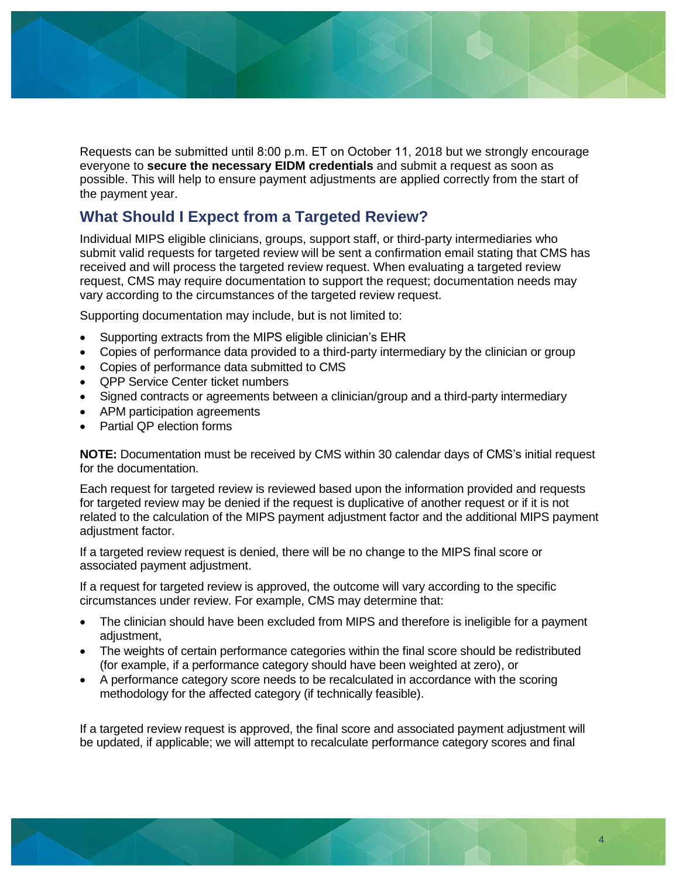Requests can be submitted until 8:00 p.m. ET on October 11, 2018 but we strongly encourage everyone to **secure the necessary EIDM credentials** and submit a request as soon as possible. This will help to ensure payment adjustments are applied correctly from the start of the payment year.

## What Should I Expect from a Targeted Review?

Individual MIPS eligible clinicians, groups, support staff, or third-party intermediaries who submit valid requests for targeted review will be sent a confirmation email stating that CMS has received and will process the targeted review request. When evaluating a targeted review request, CMS may require documentation to support the request; documentation needs may vary according to the circumstances of the targeted review request.

Supporting documentation may include, but is not limited to:

- Supporting extracts from the MIPS eligible clinician's EHR
- Copies of performance data provided to a third-party intermediary by the clinician or group
- Copies of performance data submitted to CMS
- QPP Service Center ticket numbers
- Signed contracts or agreements between a clinician/group and a third-party intermediary
- APM participation agreements
- Partial QP election forms

**NOTE:** Documentation must be received by CMS within 30 calendar days of CMS's initial request for the documentation.

Each request for targeted review is reviewed based upon the information provided and requests for targeted review may be denied if the request is duplicative of another request or if it is not related to the calculation of the MIPS payment adjustment factor and the additional MIPS payment adjustment factor.

If a targeted review request is denied, there will be no change to the MIPS final score or associated payment adjustment.

If a request for targeted review is approved, the outcome will vary according to the specific circumstances under review. For example, CMS may determine that:

- The clinician should have been excluded from MIPS and therefore is ineligible for a payment adjustment,
- The weights of certain performance categories within the final score should be redistributed (for example, if a performance category should have been weighted at zero), or
- A performance category score needs to be recalculated in accordance with the scoring methodology for the affected category (if technically feasible).

If a targeted review request is approved, the final score and associated payment adjustment will be updated, if applicable; we will attempt to recalculate performance category scores and final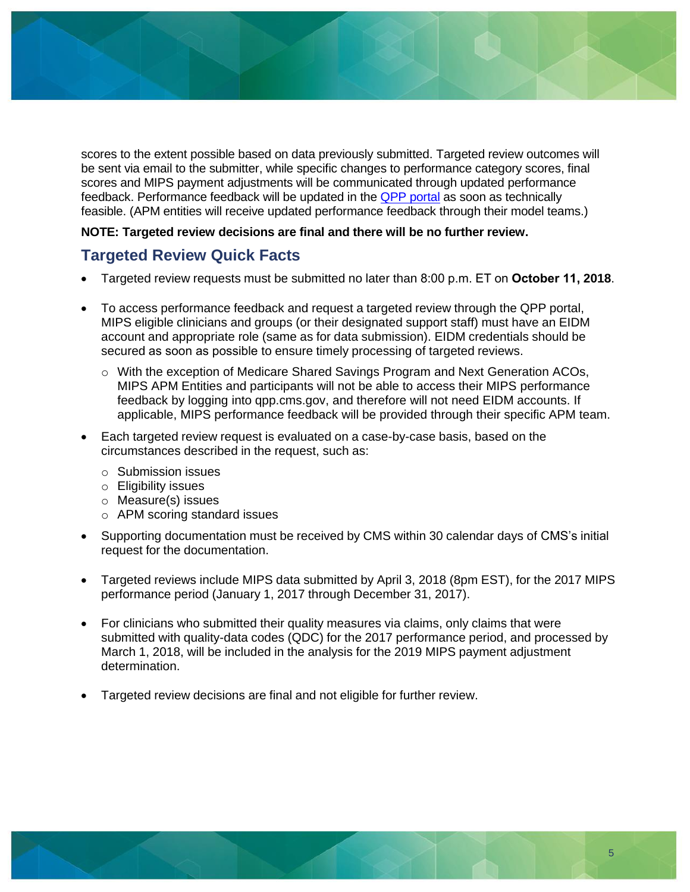scores to the extent possible based on data previously submitted. Targeted review outcomes will be sent via email to the submitter, while specific changes to performance category scores, final scores and MIPS payment adjustments will be communicated through updated performance feedback. Performance feedback will be updated in the QPP portal as soon as technically feasible. (APM entities will receive updated performance feedback through their model teams.)

**NOTE: Targeted review decisions are final and there will be no further review.**

## Targeted Review Quick Facts

- Targeted review requests must be submitted no later than 8:00 p.m. ET on **October 11, 2018**.
- To access performance feedback and request a targeted review through the QPP portal, MIPS eligible clinicians and groups (or their designated support staff) must have an EIDM account and appropriate role (same as for data submission). EIDM credentials should be secured as soon as possible to ensure timely processing of targeted reviews.
  - With the exception of Medicare Shared Savings Program and Next Generation ACOs, MIPS APM Entities and participants will not be able to access their MIPS performance feedback by logging into qpp.cms.gov, and therefore will not need EIDM accounts. If applicable, MIPS performance feedback will be provided through their specific APM team.
- Each targeted review request is evaluated on a case-by-case basis, based on the circumstances described in the request, such as:
  - Submission issues
  - Eligibility issues
  - Measure(s) issues
  - APM scoring standard issues
- Supporting documentation must be received by CMS within 30 calendar days of CMS's initial request for the documentation.
- Targeted reviews include MIPS data submitted by April 3, 2018 (8pm EST), for the 2017 MIPS performance period (January 1, 2017 through December 31, 2017).
- For clinicians who submitted their quality measures via claims, only claims that were submitted with quality-data codes (QDC) for the 2017 performance period, and processed by March 1, 2018, will be included in the analysis for the 2019 MIPS payment adjustment determination.
- Targeted review decisions are final and not eligible for further review.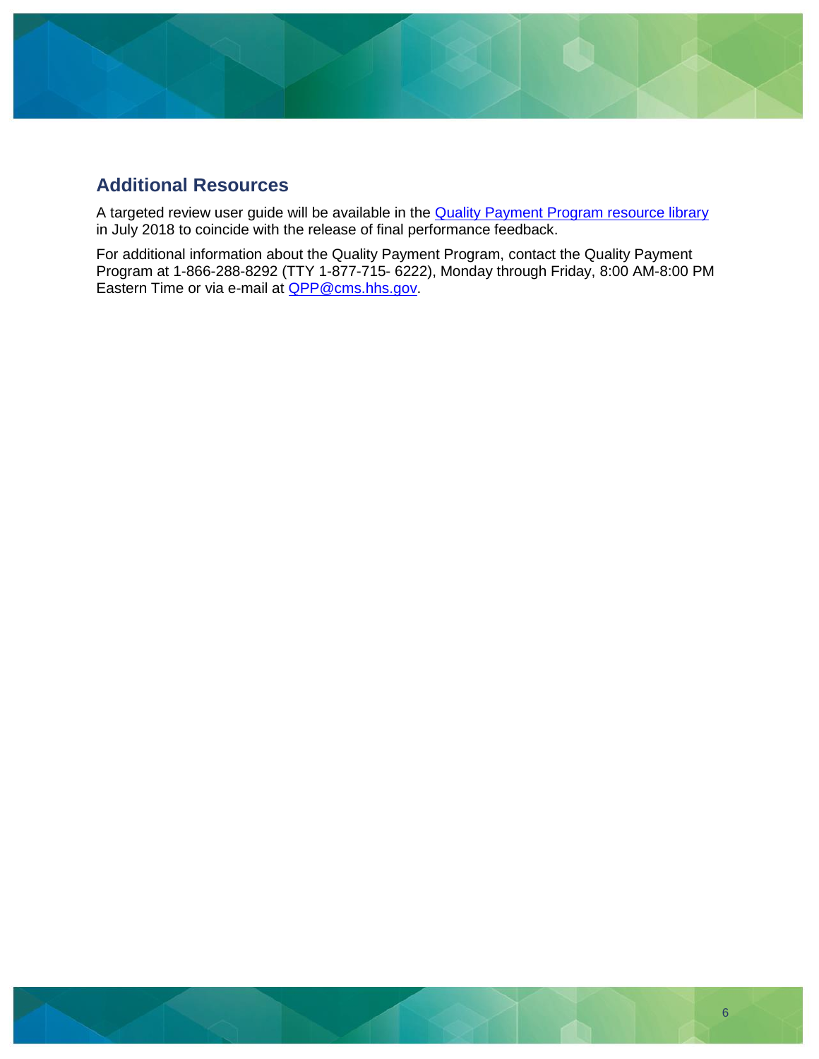## Additional Resources

A targeted review user guide will be available in the Quality Payment Program resource library in July 2018 to coincide with the release of final performance feedback.

For additional information about the Quality Payment Program, contact the Quality Payment Program at 1-866-288-8292 (TTY 1-877-715- 6222), Monday through Friday, 8:00 AM-8:00 PM Eastern Time or via e-mail at QPP@cms.hhs.gov.